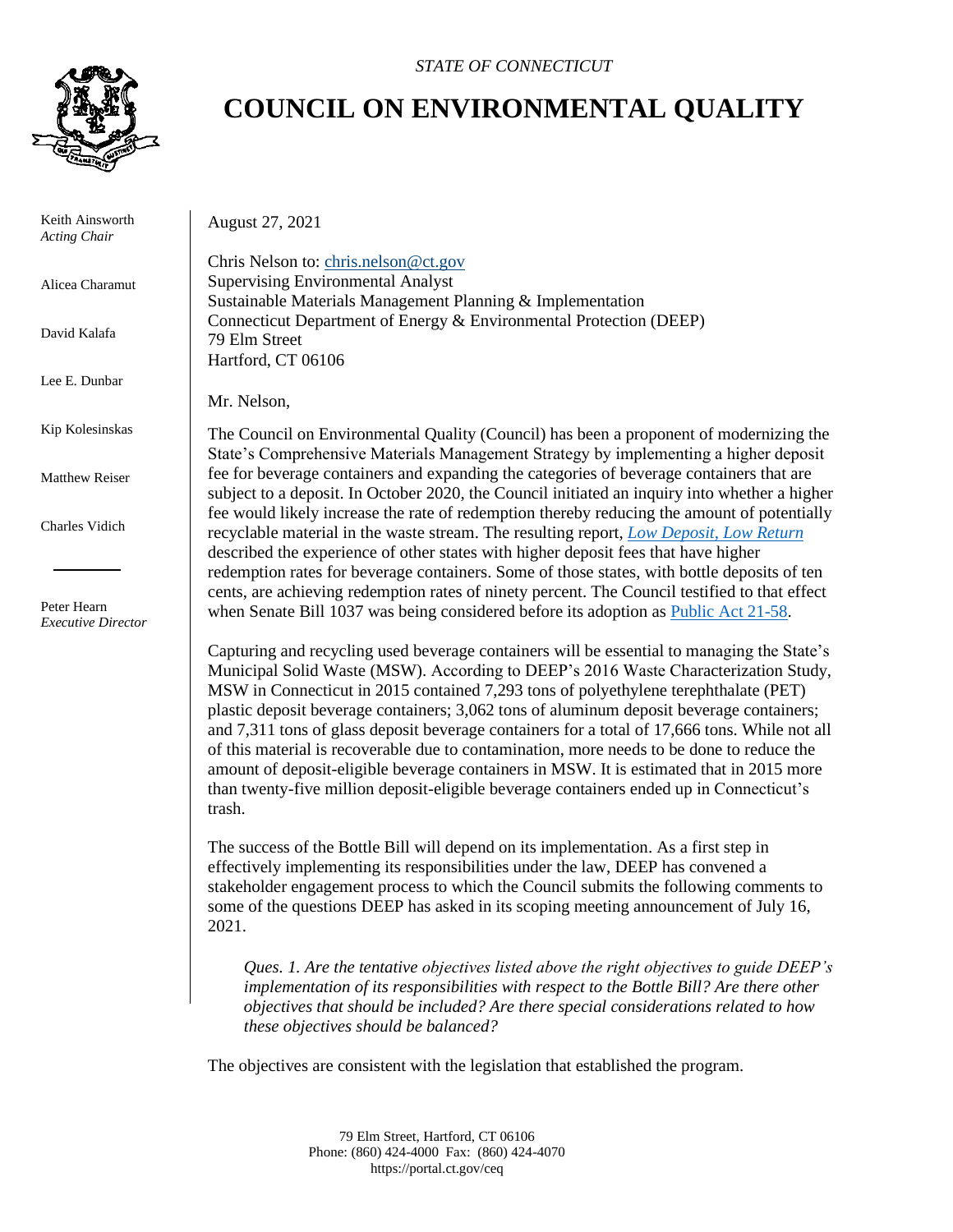*STATE OF CONNECTICUT*

# COUNCIL ON ENVIRONMENTAL QUALITY

Keith Ainsworth
*Acting Chair*

Alicea Charamut

David Kalafa

Lee E. Dunbar

Kip Kolesinskas

Matthew Reiser

Charles Vidich

Peter Hearn
*Executive Director*

August 27, 2021

Chris Nelson to: chris.nelson@ct.gov
Supervising Environmental Analyst
Sustainable Materials Management Planning & Implementation
Connecticut Department of Energy & Environmental Protection (DEEP)
79 Elm Street
Hartford, CT 06106

Mr. Nelson,

The Council on Environmental Quality (Council) has been a proponent of modernizing the State's Comprehensive Materials Management Strategy by implementing a higher deposit fee for beverage containers and expanding the categories of beverage containers that are subject to a deposit. In October 2020, the Council initiated an inquiry into whether a higher fee would likely increase the rate of redemption thereby reducing the amount of potentially recyclable material in the waste stream. The resulting report, *Low Deposit, Low Return* described the experience of other states with higher deposit fees that have higher redemption rates for beverage containers. Some of those states, with bottle deposits of ten cents, are achieving redemption rates of ninety percent. The Council testified to that effect when Senate Bill 1037 was being considered before its adoption as Public Act 21-58.

Capturing and recycling used beverage containers will be essential to managing the State's Municipal Solid Waste (MSW). According to DEEP's 2016 Waste Characterization Study, MSW in Connecticut in 2015 contained 7,293 tons of polyethylene terephthalate (PET) plastic deposit beverage containers; 3,062 tons of aluminum deposit beverage containers; and 7,311 tons of glass deposit beverage containers for a total of 17,666 tons. While not all of this material is recoverable due to contamination, more needs to be done to reduce the amount of deposit-eligible beverage containers in MSW. It is estimated that in 2015 more than twenty-five million deposit-eligible beverage containers ended up in Connecticut's trash.

The success of the Bottle Bill will depend on its implementation. As a first step in effectively implementing its responsibilities under the law, DEEP has convened a stakeholder engagement process to which the Council submits the following comments to some of the questions DEEP has asked in its scoping meeting announcement of July 16, 2021.

> *Ques. 1. Are the tentative objectives listed above the right objectives to guide DEEP's implementation of its responsibilities with respect to the Bottle Bill? Are there other objectives that should be included? Are there special considerations related to how these objectives should be balanced?*

The objectives are consistent with the legislation that established the program.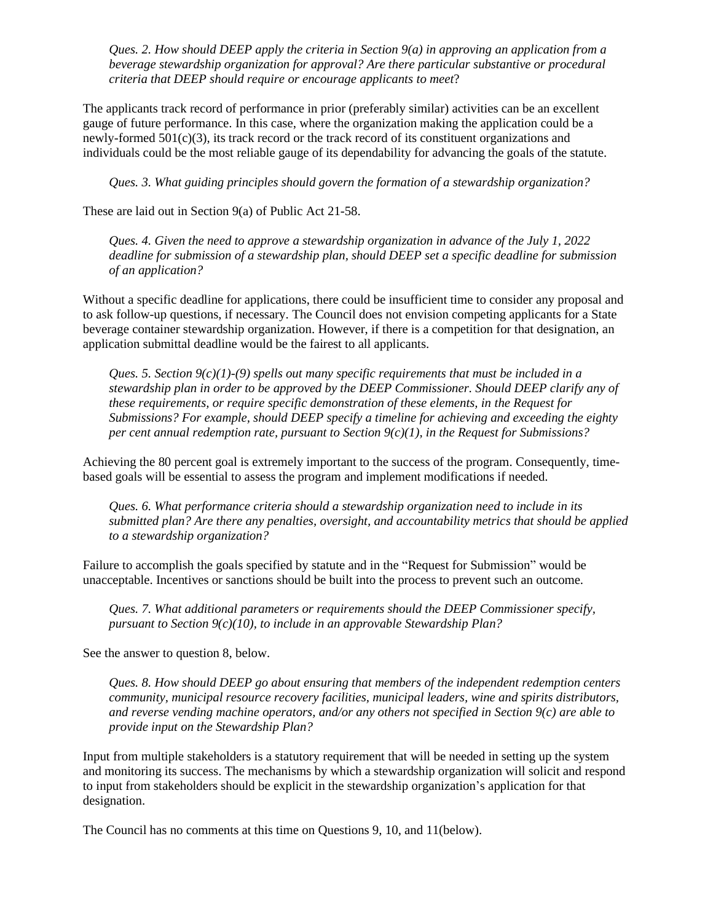*Ques. 2. How should DEEP apply the criteria in Section 9(a) in approving an application from a beverage stewardship organization for approval? Are there particular substantive or procedural criteria that DEEP should require or encourage applicants to meet*?

The applicants track record of performance in prior (preferably similar) activities can be an excellent gauge of future performance. In this case, where the organization making the application could be a newly-formed 501(c)(3), its track record or the track record of its constituent organizations and individuals could be the most reliable gauge of its dependability for advancing the goals of the statute.

*Ques. 3. What guiding principles should govern the formation of a stewardship organization?*

These are laid out in Section 9(a) of Public Act 21-58.

*Ques. 4. Given the need to approve a stewardship organization in advance of the July 1, 2022 deadline for submission of a stewardship plan, should DEEP set a specific deadline for submission of an application?*

Without a specific deadline for applications, there could be insufficient time to consider any proposal and to ask follow-up questions, if necessary. The Council does not envision competing applicants for a State beverage container stewardship organization. However, if there is a competition for that designation, an application submittal deadline would be the fairest to all applicants.

*Ques. 5. Section 9(c)(1)-(9) spells out many specific requirements that must be included in a stewardship plan in order to be approved by the DEEP Commissioner. Should DEEP clarify any of these requirements, or require specific demonstration of these elements, in the Request for Submissions? For example, should DEEP specify a timeline for achieving and exceeding the eighty per cent annual redemption rate, pursuant to Section 9(c)(1), in the Request for Submissions?*

Achieving the 80 percent goal is extremely important to the success of the program. Consequently, time-based goals will be essential to assess the program and implement modifications if needed.

*Ques. 6. What performance criteria should a stewardship organization need to include in its submitted plan? Are there any penalties, oversight, and accountability metrics that should be applied to a stewardship organization?*

Failure to accomplish the goals specified by statute and in the "Request for Submission" would be unacceptable. Incentives or sanctions should be built into the process to prevent such an outcome.

*Ques. 7. What additional parameters or requirements should the DEEP Commissioner specify, pursuant to Section 9(c)(10), to include in an approvable Stewardship Plan?*

See the answer to question 8, below.

*Ques. 8. How should DEEP go about ensuring that members of the independent redemption centers community, municipal resource recovery facilities, municipal leaders, wine and spirits distributors, and reverse vending machine operators, and/or any others not specified in Section 9(c) are able to provide input on the Stewardship Plan?*

Input from multiple stakeholders is a statutory requirement that will be needed in setting up the system and monitoring its success. The mechanisms by which a stewardship organization will solicit and respond to input from stakeholders should be explicit in the stewardship organization's application for that designation.

The Council has no comments at this time on Questions 9, 10, and 11(below).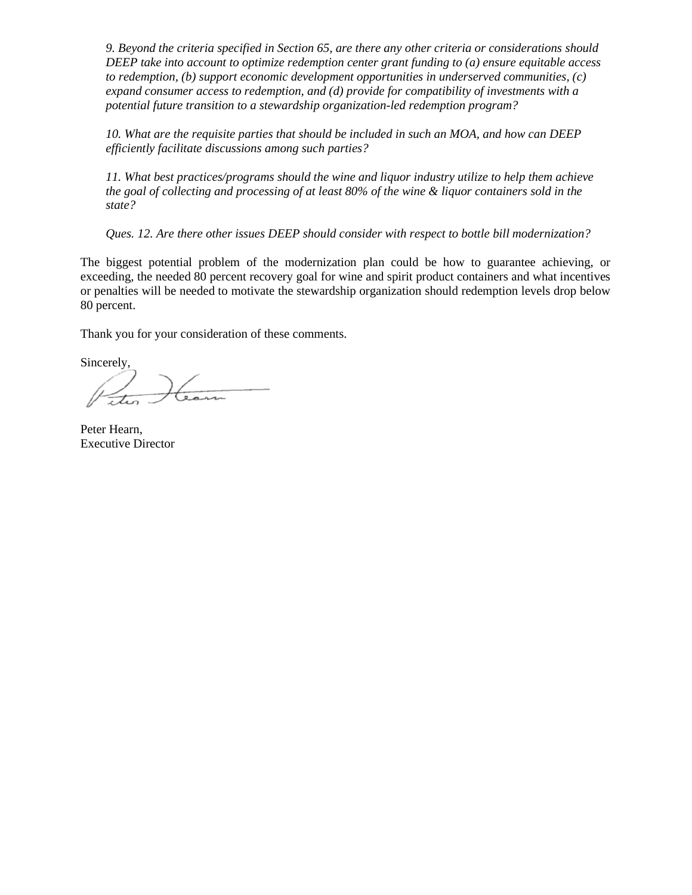*9. Beyond the criteria specified in Section 65, are there any other criteria or considerations should DEEP take into account to optimize redemption center grant funding to (a) ensure equitable access to redemption, (b) support economic development opportunities in underserved communities, (c) expand consumer access to redemption, and (d) provide for compatibility of investments with a potential future transition to a stewardship organization-led redemption program?*

*10. What are the requisite parties that should be included in such an MOA, and how can DEEP efficiently facilitate discussions among such parties?*

*11. What best practices/programs should the wine and liquor industry utilize to help them achieve the goal of collecting and processing of at least 80% of the wine & liquor containers sold in the state?*

*Ques. 12. Are there other issues DEEP should consider with respect to bottle bill modernization?*

The biggest potential problem of the modernization plan could be how to guarantee achieving, or exceeding, the needed 80 percent recovery goal for wine and spirit product containers and what incentives or penalties will be needed to motivate the stewardship organization should redemption levels drop below 80 percent.

Thank you for your consideration of these comments.

Sincerely,

Peter Hearn,
Executive Director